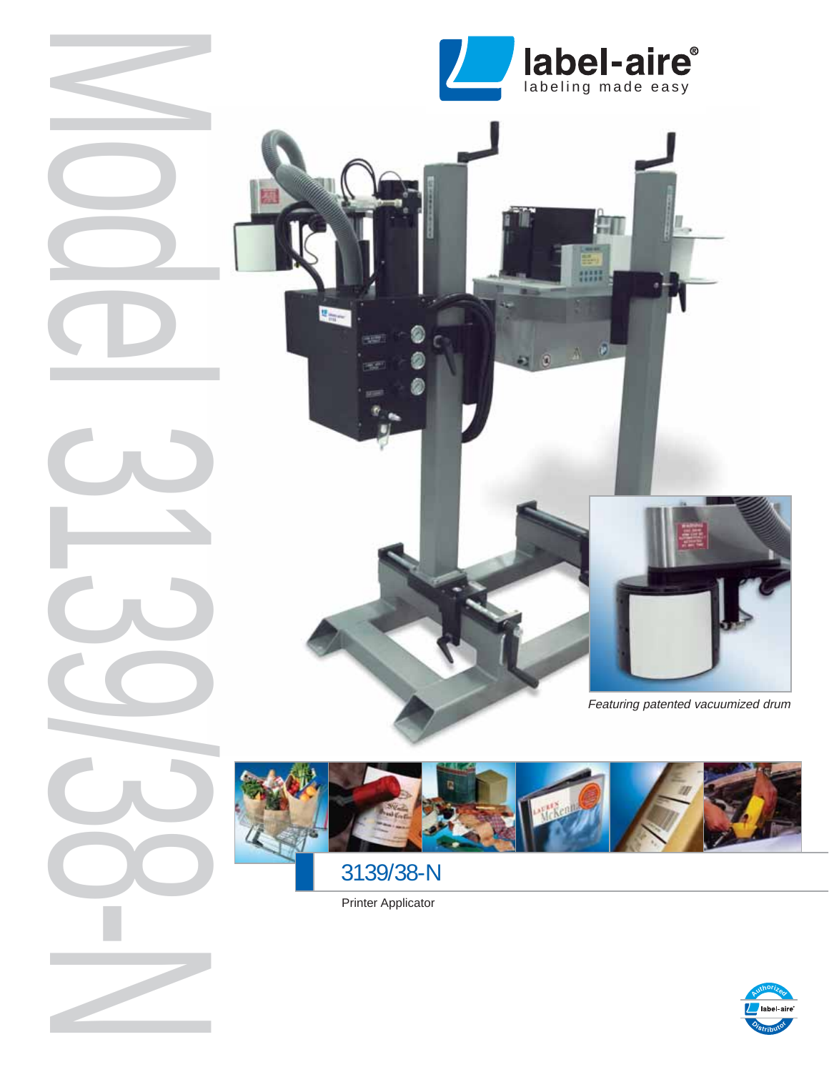# Model 3139/38-N

label-aire®
labeling made easy

*Featuring patented vacuumized drum*

## 3139/38-N

Printer Applicator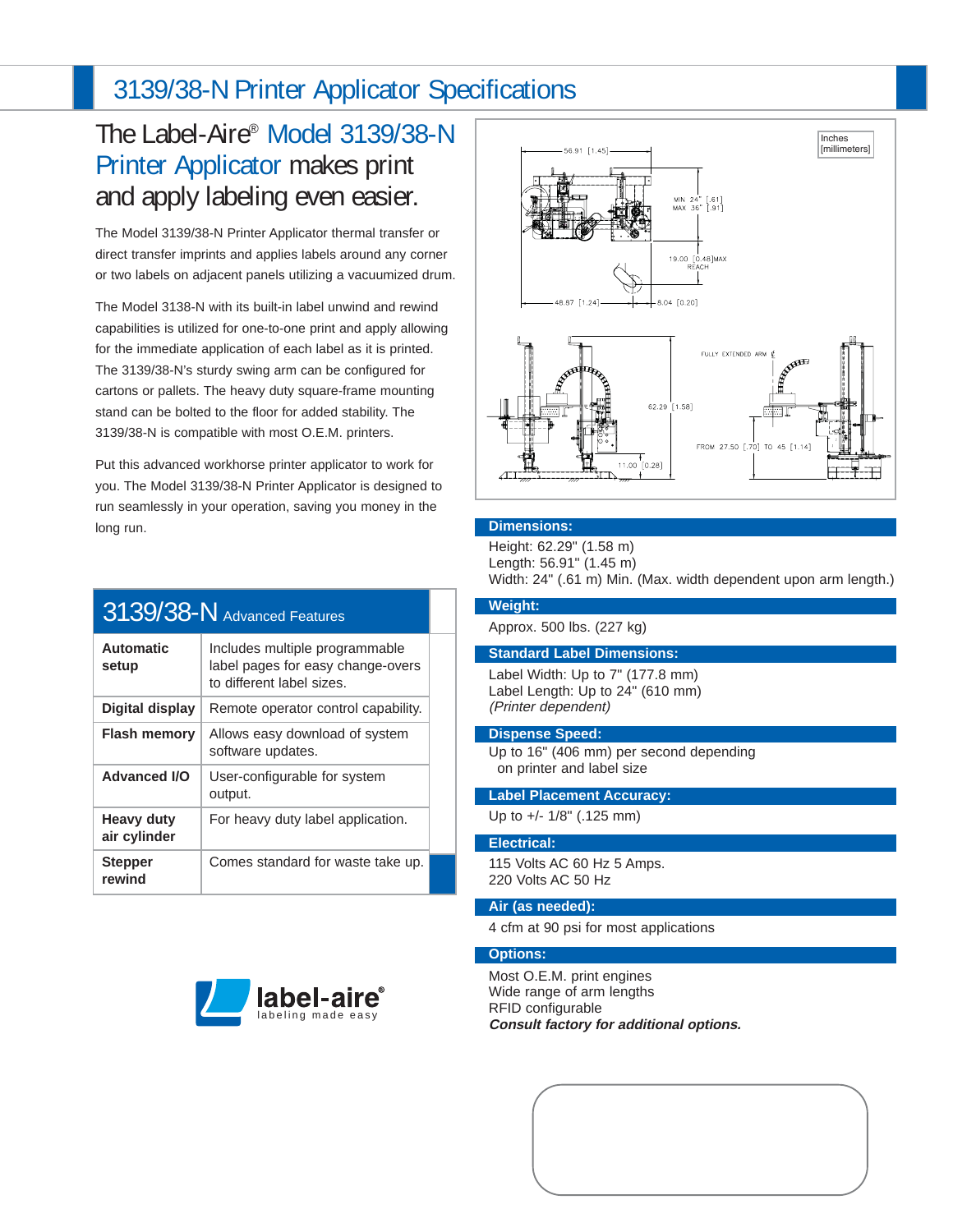# 3139/38-N Printer Applicator Specifications

## The Label-Aire® Model 3139/38-N Printer Applicator makes print and apply labeling even easier.

The Model 3139/38-N Printer Applicator thermal transfer or direct transfer imprints and applies labels around any corner or two labels on adjacent panels utilizing a vacuumized drum.

The Model 3138-N with its built-in label unwind and rewind capabilities is utilized for one-to-one print and apply allowing for the immediate application of each label as it is printed. The 3139/38-N's sturdy swing arm can be configured for cartons or pallets. The heavy duty square-frame mounting stand can be bolted to the floor for added stability. The 3139/38-N is compatible with most O.E.M. printers.

Put this advanced workhorse printer applicator to work for you. The Model 3139/38-N Printer Applicator is designed to run seamlessly in your operation, saving you money in the long run.

Inches
[millimeters]

56.91 [1.45]
MIN 24" [.61]
MAX 36" [.91]
19.00 [0.48]MAX REACH
48.87 [1.24]
8.04 [0.20]
62.29 [1.58]
11.00 [0.28]
FULLY EXTENDED ARM
FROM 27.50 [.70] TO 45 [1.14]

| 3139/38-N Advanced Features | |
|---|---|
| **Automatic setup** | Includes multiple programmable label pages for easy change-overs to different label sizes. |
| **Digital display** | Remote operator control capability. |
| **Flash memory** | Allows easy download of system software updates. |
| **Advanced I/O** | User-configurable for system output. |
| **Heavy duty air cylinder** | For heavy duty label application. |
| **Stepper rewind** | Comes standard for waste take up. |

### Dimensions:
Height: 62.29" (1.58 m)
Length: 56.91" (1.45 m)
Width: 24" (.61 m) Min. (Max. width dependent upon arm length.)

### Weight:
Approx. 500 lbs. (227 kg)

### Standard Label Dimensions:
Label Width: Up to 7" (177.8 mm)
Label Length: Up to 24" (610 mm)
*(Printer dependent)*

### Dispense Speed:
Up to 16" (406 mm) per second depending on printer and label size

### Label Placement Accuracy:
Up to +/- 1/8" (.125 mm)

### Electrical:
115 Volts AC 60 Hz 5 Amps.
220 Volts AC 50 Hz

### Air (as needed):
4 cfm at 90 psi for most applications

### Options:
Most O.E.M. print engines
Wide range of arm lengths
RFID configurable
***Consult factory for additional options.***

label-aire®
labeling made easy